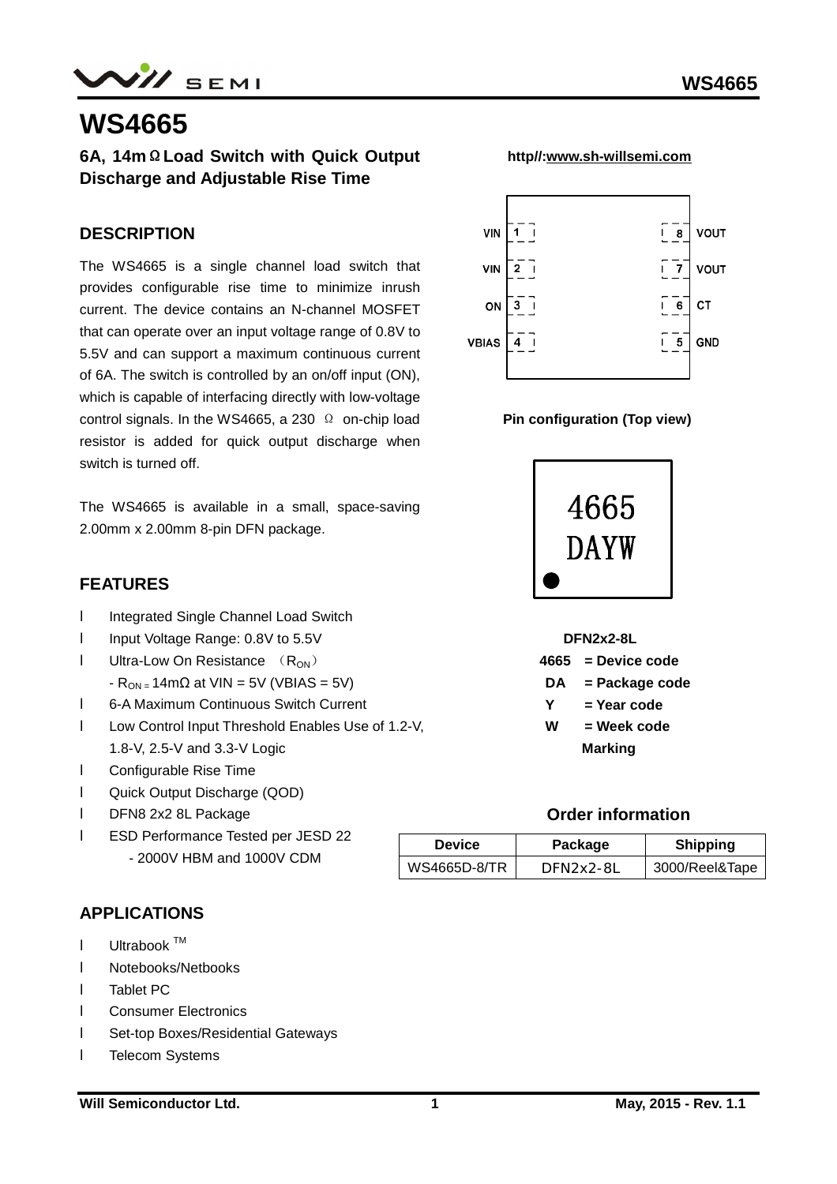# WS4665

**6A, 14mΩ Load Switch with Quick Output Discharge and Adjustable Rise Time**

**http//:www.sh-willsemi.com**

## DESCRIPTION

The WS4665 is a single channel load switch that provides configurable rise time to minimize inrush current. The device contains an N-channel MOSFET that can operate over an input voltage range of 0.8V to 5.5V and can support a maximum continuous current of 6A. The switch is controlled by an on/off input (ON), which is capable of interfacing directly with low-voltage control signals. In the WS4665, a 230 Ω on-chip load resistor is added for quick output discharge when switch is turned off.

The WS4665 is available in a small, space-saving 2.00mm x 2.00mm 8-pin DFN package.

| Pin | Name | Pin | Name |
|---|---|---|---|
| 1 | VIN | 8 | VOUT |
| 2 | VIN | 7 | VOUT |
| 3 | ON | 6 | CT |
| 4 | VBIAS | 5 | GND |

**Pin configuration (Top view)**

4665
DAYW

**DFN2x2-8L**

**4665 = Device code**
**DA = Package code**
**Y = Year code**
**W = Week code**
**Marking**

## FEATURES

- Integrated Single Channel Load Switch
- Input Voltage Range: 0.8V to 5.5V
- Ultra-Low On Resistance （$R_{ON}$）
  - $R_{ON}$ = 14mΩ at VIN = 5V (VBIAS = 5V)
- 6-A Maximum Continuous Switch Current
- Low Control Input Threshold Enables Use of 1.2-V, 1.8-V, 2.5-V and 3.3-V Logic
- Configurable Rise Time
- Quick Output Discharge (QOD)
- DFN8 2x2 8L Package
- ESD Performance Tested per JESD 22
  - 2000V HBM and 1000V CDM

### Order information

| Device | Package | Shipping |
|---|---|---|
| WS4665D-8/TR | DFN2x2-8L | 3000/Reel&Tape |

## APPLICATIONS

- Ultrabook ™
- Notebooks/Netbooks
- Tablet PC
- Consumer Electronics
- Set-top Boxes/Residential Gateways
- Telecom Systems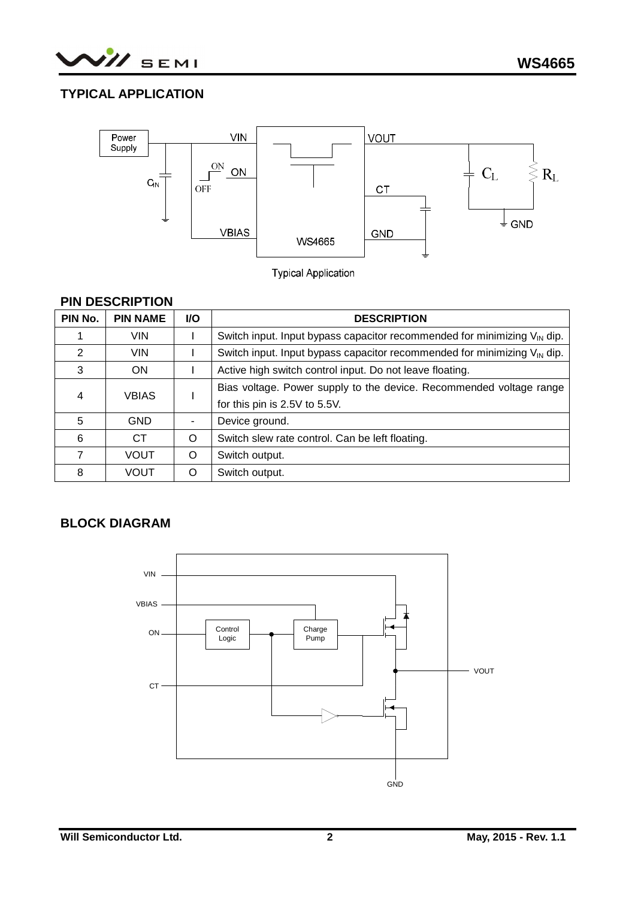## TYPICAL APPLICATION

Typical Application

## PIN DESCRIPTION

| PIN No. | PIN NAME | I/O | DESCRIPTION |
|---|---|---|---|
| 1 | VIN | I | Switch input. Input bypass capacitor recommended for minimizing $V_{IN}$ dip. |
| 2 | VIN | I | Switch input. Input bypass capacitor recommended for minimizing $V_{IN}$ dip. |
| 3 | ON | I | Active high switch control input. Do not leave floating. |
| 4 | VBIAS | I | Bias voltage. Power supply to the device. Recommended voltage range for this pin is 2.5V to 5.5V. |
| 5 | GND | - | Device ground. |
| 6 | CT | O | Switch slew rate control. Can be left floating. |
| 7 | VOUT | O | Switch output. |
| 8 | VOUT | O | Switch output. |

## BLOCK DIAGRAM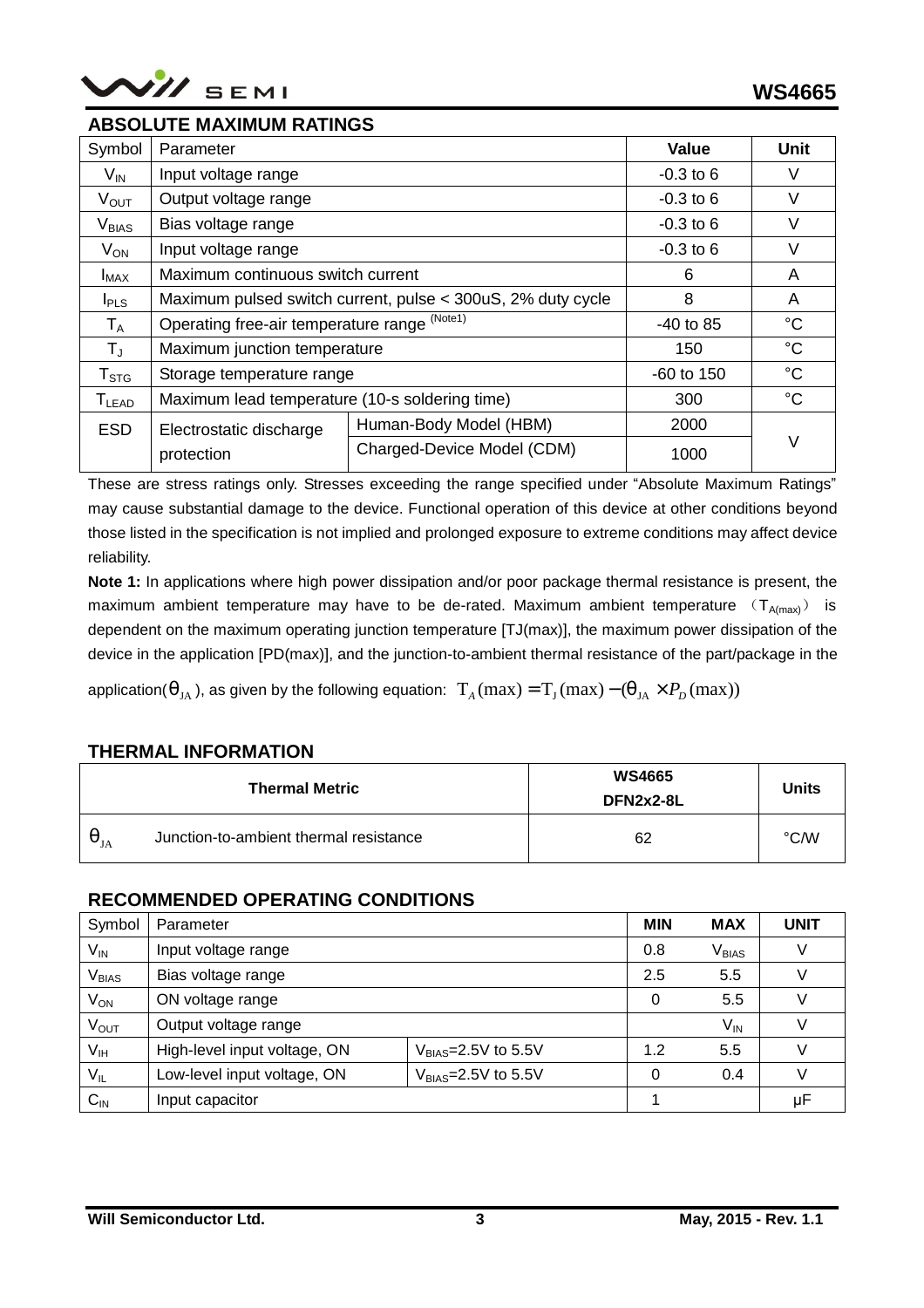## ABSOLUTE MAXIMUM RATINGS

| Symbol | Parameter | | Value | Unit |
|---|---|---|---|---|
| $V_{IN}$ | Input voltage range | | -0.3 to 6 | V |
| $V_{OUT}$ | Output voltage range | | -0.3 to 6 | V |
| $V_{BIAS}$ | Bias voltage range | | -0.3 to 6 | V |
| $V_{ON}$ | Input voltage range | | -0.3 to 6 | V |
| $I_{MAX}$ | Maximum continuous switch current | | 6 | A |
| $I_{PLS}$ | Maximum pulsed switch current, pulse < 300uS, 2% duty cycle | | 8 | A |
| $T_A$ | Operating free-air temperature range (Note1) | | -40 to 85 | °C |
| $T_J$ | Maximum junction temperature | | 150 | °C |
| $T_{STG}$ | Storage temperature range | | -60 to 150 | °C |
| $T_{LEAD}$ | Maximum lead temperature (10-s soldering time) | | 300 | °C |
| ESD | Electrostatic discharge protection | Human-Body Model (HBM) | 2000 | V |
| | | Charged-Device Model (CDM) | 1000 | |

These are stress ratings only. Stresses exceeding the range specified under "Absolute Maximum Ratings" may cause substantial damage to the device. Functional operation of this device at other conditions beyond those listed in the specification is not implied and prolonged exposure to extreme conditions may affect device reliability.

**Note 1:** In applications where high power dissipation and/or poor package thermal resistance is present, the maximum ambient temperature may have to be de-rated. Maximum ambient temperature （$T_{A(max)}$） is dependent on the maximum operating junction temperature [TJ(max)], the maximum power dissipation of the device in the application [PD(max)], and the junction-to-ambient thermal resistance of the part/package in the application($\theta_{JA}$), as given by the following equation: $T_A(\max) = T_J(\max) - (\theta_{JA} \times P_D(\max))$

## THERMAL INFORMATION

| Thermal Metric | | WS4665 DFN2x2-8L | Units |
|---|---|---|---|
| $\theta_{JA}$ | Junction-to-ambient thermal resistance | 62 | °C/W |

## RECOMMENDED OPERATING CONDITIONS

| Symbol | Parameter | | MIN | MAX | UNIT |
|---|---|---|---|---|---|
| $V_{IN}$ | Input voltage range | | 0.8 | $V_{BIAS}$ | V |
| $V_{BIAS}$ | Bias voltage range | | 2.5 | 5.5 | V |
| $V_{ON}$ | ON voltage range | | 0 | 5.5 | V |
| $V_{OUT}$ | Output voltage range | | | $V_{IN}$ | V |
| $V_{IH}$ | High-level input voltage, ON | $V_{BIAS}$=2.5V to 5.5V | 1.2 | 5.5 | V |
| $V_{IL}$ | Low-level input voltage, ON | $V_{BIAS}$=2.5V to 5.5V | 0 | 0.4 | V |
| $C_{IN}$ | Input capacitor | | 1 | | μF |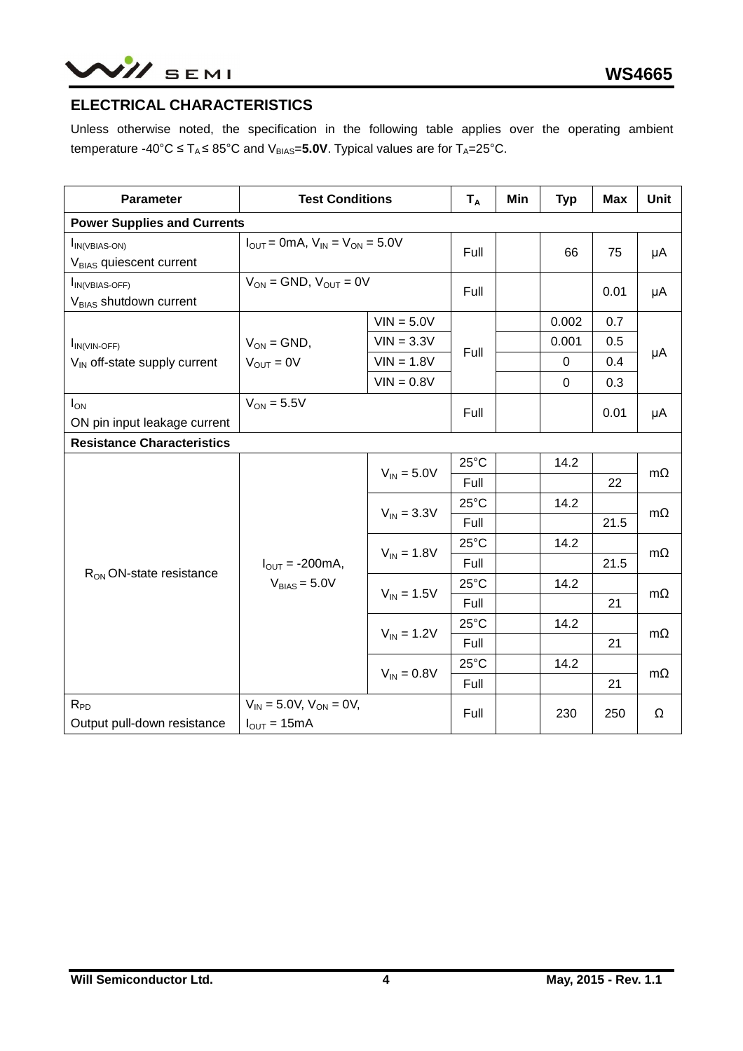## ELECTRICAL CHARACTERISTICS

Unless otherwise noted, the specification in the following table applies over the operating ambient temperature -40°C ≤ $T_A$ ≤ 85°C and $V_{BIAS}$=**5.0V**. Typical values are for $T_A$=25°C.

| Parameter | Test Conditions | | $T_A$ | Min | Typ | Max | Unit |
|---|---|---|---|---|---|---|---|
| **Power Supplies and Currents** | | | | | | | |
| $I_{IN(VBIAS-ON)}$ $V_{BIAS}$ quiescent current | $I_{OUT}$ = 0mA, $V_{IN}$ = $V_{ON}$ = 5.0V | | Full | | 66 | 75 | μA |
| $I_{IN(VBIAS-OFF)}$ $V_{BIAS}$ shutdown current | $V_{ON}$ = GND, $V_{OUT}$ = 0V | | Full | | | 0.01 | μA |
| $I_{IN(VIN-OFF)}$ $V_{IN}$ off-state supply current | $V_{ON}$ = GND, $V_{OUT}$ = 0V | VIN = 5.0V | Full | | 0.002 | 0.7 | μA |
| | | VIN = 3.3V | | | 0.001 | 0.5 | |
| | | VIN = 1.8V | | | 0 | 0.4 | |
| | | VIN = 0.8V | | | 0 | 0.3 | |
| $I_{ON}$ ON pin input leakage current | $V_{ON}$ = 5.5V | | Full | | | 0.01 | μA |
| **Resistance Characteristics** | | | | | | | |
| $R_{ON}$ ON-state resistance | $I_{OUT}$ = -200mA, $V_{BIAS}$ = 5.0V | $V_{IN}$ = 5.0V | 25°C | | 14.2 | | mΩ |
| | | | Full | | | 22 | |
| | | $V_{IN}$ = 3.3V | 25°C | | 14.2 | | mΩ |
| | | | Full | | | 21.5 | |
| | | $V_{IN}$ = 1.8V | 25°C | | 14.2 | | mΩ |
| | | | Full | | | 21.5 | |
| | | $V_{IN}$ = 1.5V | 25°C | | 14.2 | | mΩ |
| | | | Full | | | 21 | |
| | | $V_{IN}$ = 1.2V | 25°C | | 14.2 | | mΩ |
| | | | Full | | | 21 | |
| | | $V_{IN}$ = 0.8V | 25°C | | 14.2 | | mΩ |
| | | | Full | | | 21 | |
| $R_{PD}$ Output pull-down resistance | $V_{IN}$ = 5.0V, $V_{ON}$ = 0V, $I_{OUT}$ = 15mA | | Full | | 230 | 250 | Ω |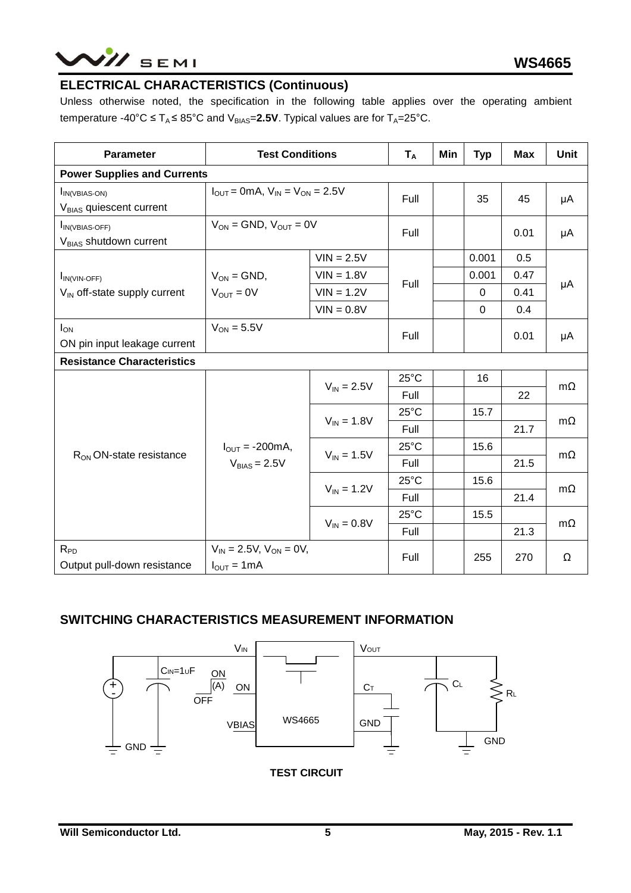## ELECTRICAL CHARACTERISTICS (Continuous)

Unless otherwise noted, the specification in the following table applies over the operating ambient temperature -40°C ≤ $T_A$ ≤ 85°C and $V_{BIAS}$=**2.5V**. Typical values are for $T_A$=25°C.

| Parameter | Test Conditions | | $T_A$ | Min | Typ | Max | Unit |
|---|---|---|---|---|---|---|---|
| **Power Supplies and Currents** | | | | | | | |
| $I_{IN(VBIAS-ON)}$ $V_{BIAS}$ quiescent current | $I_{OUT}$ = 0mA, $V_{IN}$ = $V_{ON}$ = 2.5V | | Full | | 35 | 45 | μA |
| $I_{IN(VBIAS-OFF)}$ $V_{BIAS}$ shutdown current | $V_{ON}$ = GND, $V_{OUT}$ = 0V | | Full | | | 0.01 | μA |
| $I_{IN(VIN-OFF)}$ $V_{IN}$ off-state supply current | $V_{ON}$ = GND, $V_{OUT}$ = 0V | VIN = 2.5V | Full | | 0.001 | 0.5 | μA |
| | | VIN = 1.8V | | | 0.001 | 0.47 | |
| | | VIN = 1.2V | | | 0 | 0.41 | |
| | | VIN = 0.8V | | | 0 | 0.4 | |
| $I_{ON}$ ON pin input leakage current | $V_{ON}$ = 5.5V | | Full | | | 0.01 | μA |
| **Resistance Characteristics** | | | | | | | |
| $R_{ON}$ ON-state resistance | $I_{OUT}$ = -200mA, $V_{BIAS}$ = 2.5V | $V_{IN}$ = 2.5V | 25°C | | 16 | | mΩ |
| | | | Full | | | 22 | |
| | | $V_{IN}$ = 1.8V | 25°C | | 15.7 | | mΩ |
| | | | Full | | | 21.7 | |
| | | $V_{IN}$ = 1.5V | 25°C | | 15.6 | | mΩ |
| | | | Full | | | 21.5 | |
| | | $V_{IN}$ = 1.2V | 25°C | | 15.6 | | mΩ |
| | | | Full | | | 21.4 | |
| | | $V_{IN}$ = 0.8V | 25°C | | 15.5 | | mΩ |
| | | | Full | | | 21.3 | |
| $R_{PD}$ Output pull-down resistance | $V_{IN}$ = 2.5V, $V_{ON}$ = 0V, $I_{OUT}$ = 1mA | | Full | | 255 | 270 | Ω |

## SWITCHING CHARACTERISTICS MEASUREMENT INFORMATION

TEST CIRCUIT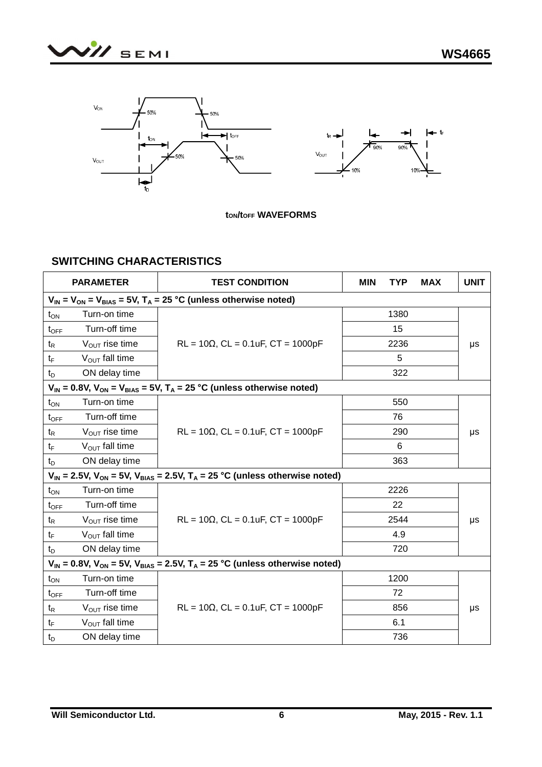$t_{ON}$/$t_{OFF}$ WAVEFORMS

## SWITCHING CHARACTERISTICS

| PARAMETER | | TEST CONDITION | MIN | TYP | MAX | UNIT |
|---|---|---|---|---|---|---|
| $V_{IN}$ = $V_{ON}$ = $V_{BIAS}$ = 5V, $T_A$ = 25 °C (unless otherwise noted) | | | | | | |
| $t_{ON}$ | Turn-on time | RL = 10Ω, CL = 0.1uF, CT = 1000pF | | 1380 | | μs |
| $t_{OFF}$ | Turn-off time | | | 15 | | |
| $t_R$ | $V_{OUT}$ rise time | | | 2236 | | |
| $t_F$ | $V_{OUT}$ fall time | | | 5 | | |
| $t_D$ | ON delay time | | | 322 | | |
| $V_{IN}$ = 0.8V, $V_{ON}$ = $V_{BIAS}$ = 5V, $T_A$ = 25 °C (unless otherwise noted) | | | | | | |
| $t_{ON}$ | Turn-on time | RL = 10Ω, CL = 0.1uF, CT = 1000pF | | 550 | | μs |
| $t_{OFF}$ | Turn-off time | | | 76 | | |
| $t_R$ | $V_{OUT}$ rise time | | | 290 | | |
| $t_F$ | $V_{OUT}$ fall time | | | 6 | | |
| $t_D$ | ON delay time | | | 363 | | |
| $V_{IN}$ = 2.5V, $V_{ON}$ = 5V, $V_{BIAS}$ = 2.5V, $T_A$ = 25 °C (unless otherwise noted) | | | | | | |
| $t_{ON}$ | Turn-on time | RL = 10Ω, CL = 0.1uF, CT = 1000pF | | 2226 | | μs |
| $t_{OFF}$ | Turn-off time | | | 22 | | |
| $t_R$ | $V_{OUT}$ rise time | | | 2544 | | |
| $t_F$ | $V_{OUT}$ fall time | | | 4.9 | | |
| $t_D$ | ON delay time | | | 720 | | |
| $V_{IN}$ = 0.8V, $V_{ON}$ = 5V, $V_{BIAS}$ = 2.5V, $T_A$ = 25 °C (unless otherwise noted) | | | | | | |
| $t_{ON}$ | Turn-on time | RL = 10Ω, CL = 0.1uF, CT = 1000pF | | 1200 | | μs |
| $t_{OFF}$ | Turn-off time | | | 72 | | |
| $t_R$ | $V_{OUT}$ rise time | | | 856 | | |
| $t_F$ | $V_{OUT}$ fall time | | | 6.1 | | |
| $t_D$ | ON delay time | | | 736 | | |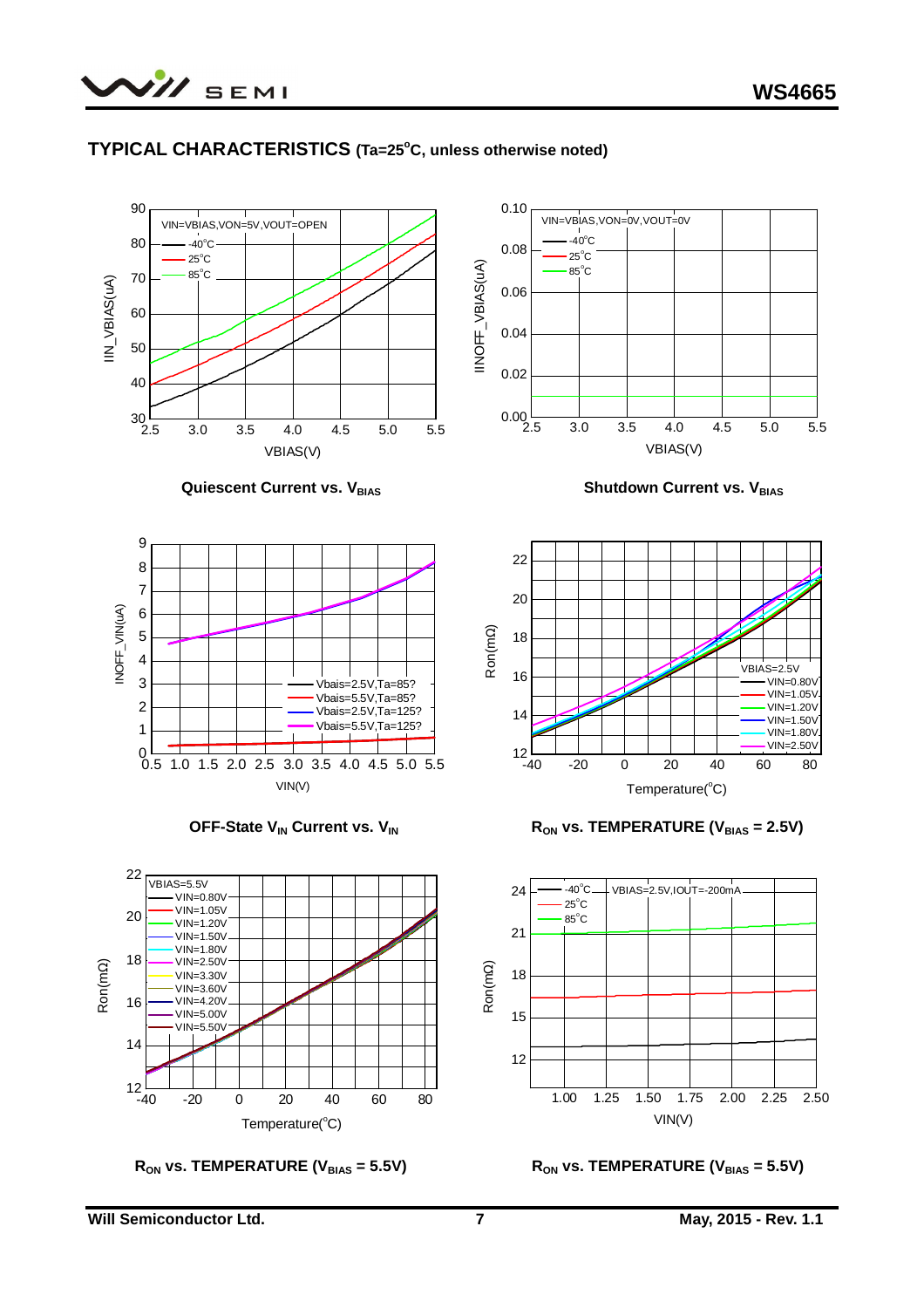## TYPICAL CHARACTERISTICS (Ta=25°C, unless otherwise noted)

Quiescent Current vs. $V_{BIAS}$

Shutdown Current vs. $V_{BIAS}$

OFF-State $V_{IN}$ Current vs. $V_{IN}$

$R_{ON}$ vs. TEMPERATURE ($V_{BIAS}$ = 2.5V)

$R_{ON}$ vs. TEMPERATURE ($V_{BIAS}$ = 5.5V)

$R_{ON}$ vs. TEMPERATURE ($V_{BIAS}$ = 5.5V)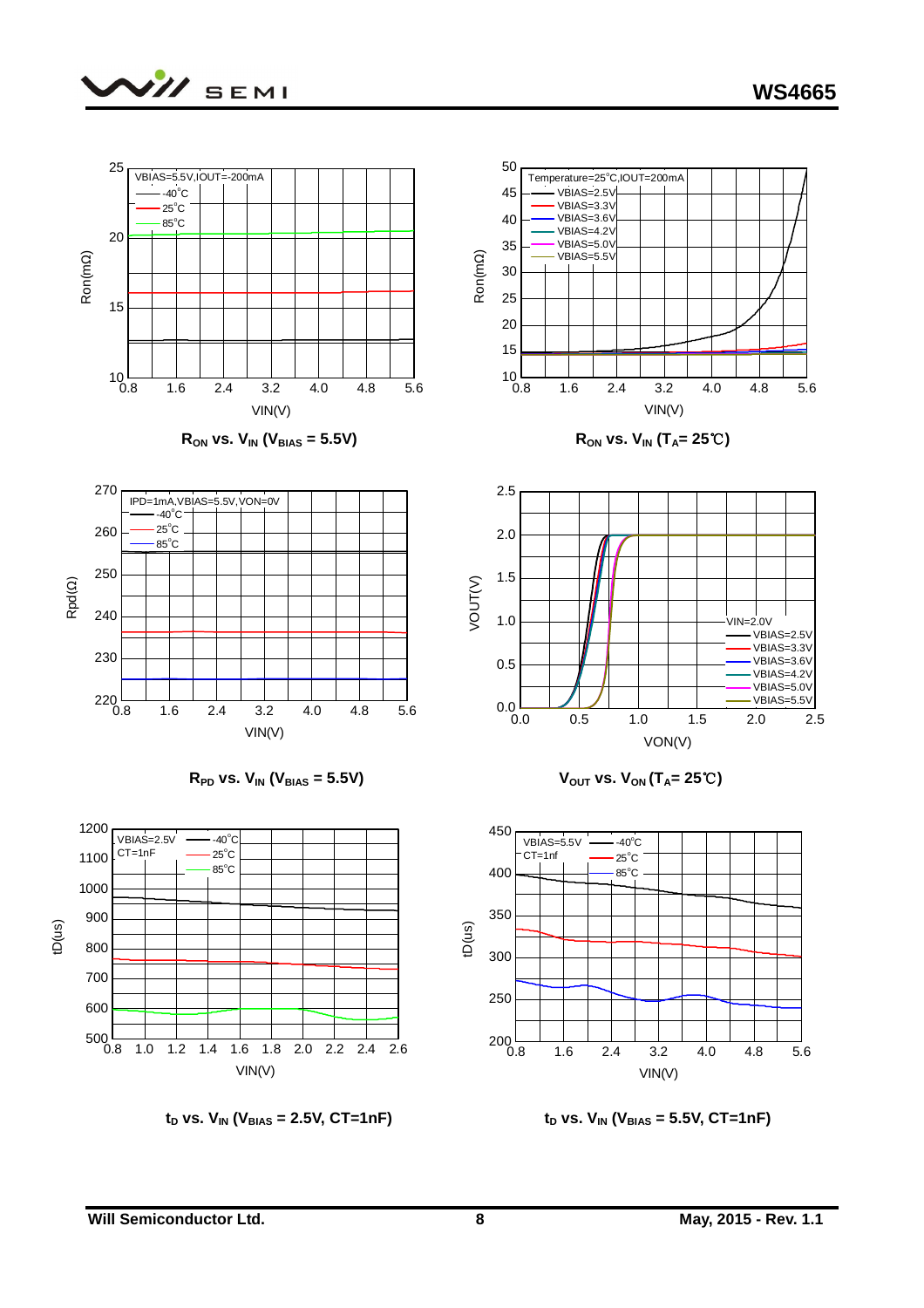$R_{ON}$ vs. $V_{IN}$ ($V_{BIAS}$ = 5.5V)

$R_{ON}$ vs. $V_{IN}$ ($T_A$= 25℃)

$R_{PD}$ vs. $V_{IN}$ ($V_{BIAS}$ = 5.5V)

$V_{OUT}$ vs. $V_{ON}$ ($T_A$= 25℃)

$t_D$ vs. $V_{IN}$ ($V_{BIAS}$ = 2.5V, CT=1nF)

$t_D$ vs. $V_{IN}$ ($V_{BIAS}$ = 5.5V, CT=1nF)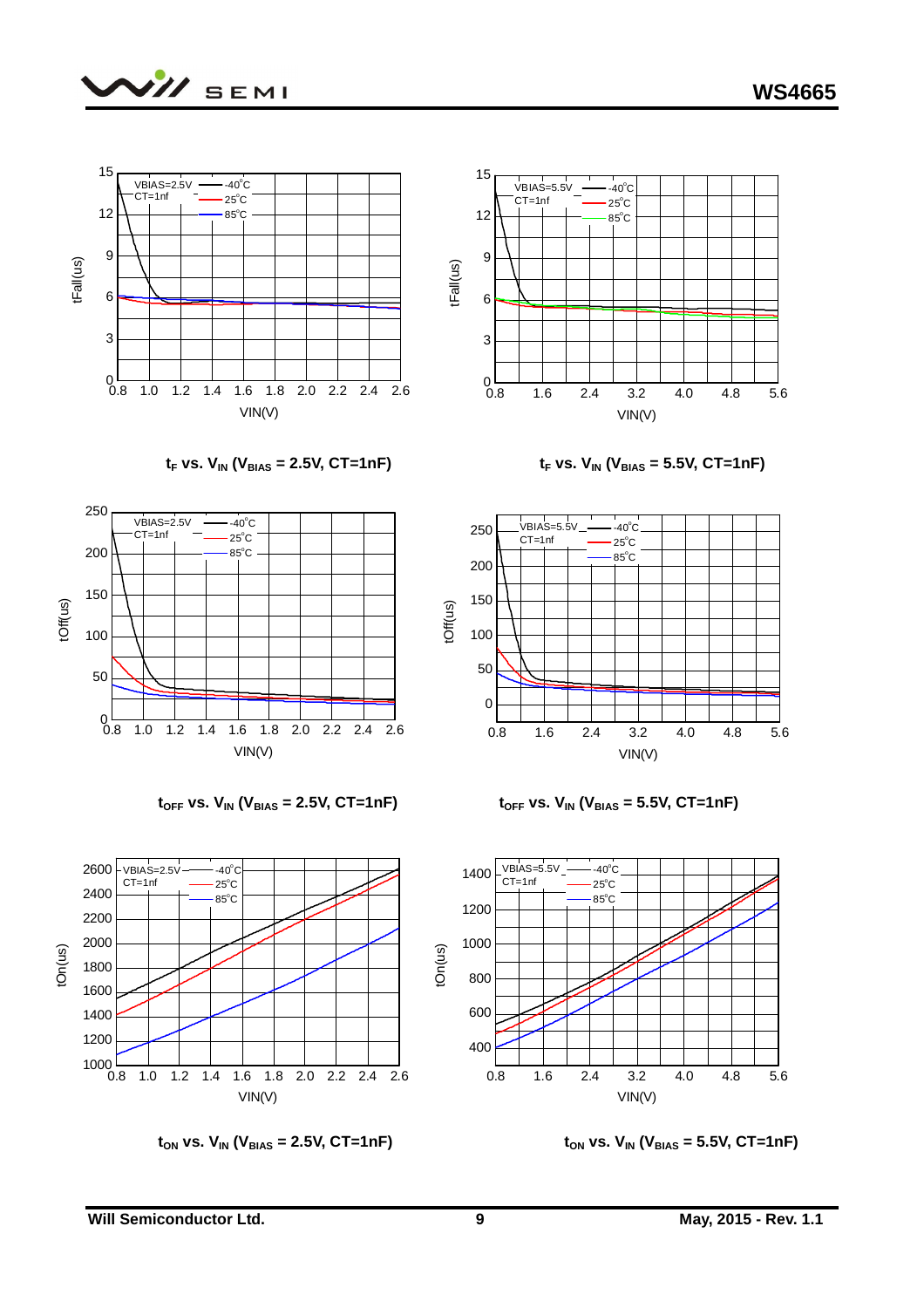$t_F$ vs. $V_{IN}$ ($V_{BIAS}$ = 2.5V, CT=1nF)

$t_F$ vs. $V_{IN}$ ($V_{BIAS}$ = 5.5V, CT=1nF)

$t_{OFF}$ vs. $V_{IN}$ ($V_{BIAS}$ = 2.5V, CT=1nF)

$t_{OFF}$ vs. $V_{IN}$ ($V_{BIAS}$ = 5.5V, CT=1nF)

$t_{ON}$ vs. $V_{IN}$ ($V_{BIAS}$ = 2.5V, CT=1nF)

$t_{ON}$ vs. $V_{IN}$ ($V_{BIAS}$ = 5.5V, CT=1nF)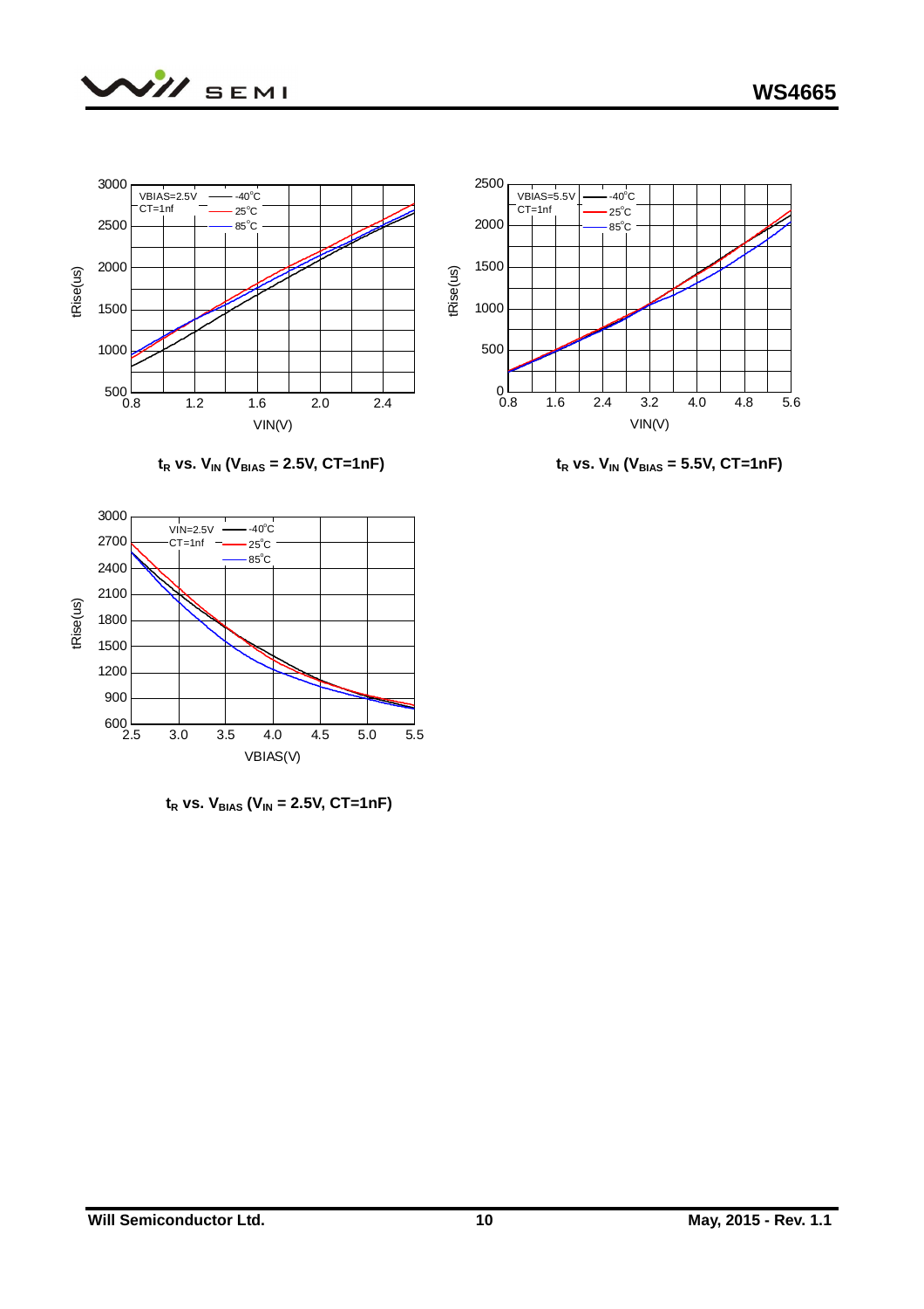$t_R$ vs. $V_{IN}$ ($V_{BIAS}$ = 2.5V, CT=1nF)

$t_R$ vs. $V_{IN}$ ($V_{BIAS}$ = 5.5V, CT=1nF)

$t_R$ vs. $V_{BIAS}$ ($V_{IN}$ = 2.5V, CT=1nF)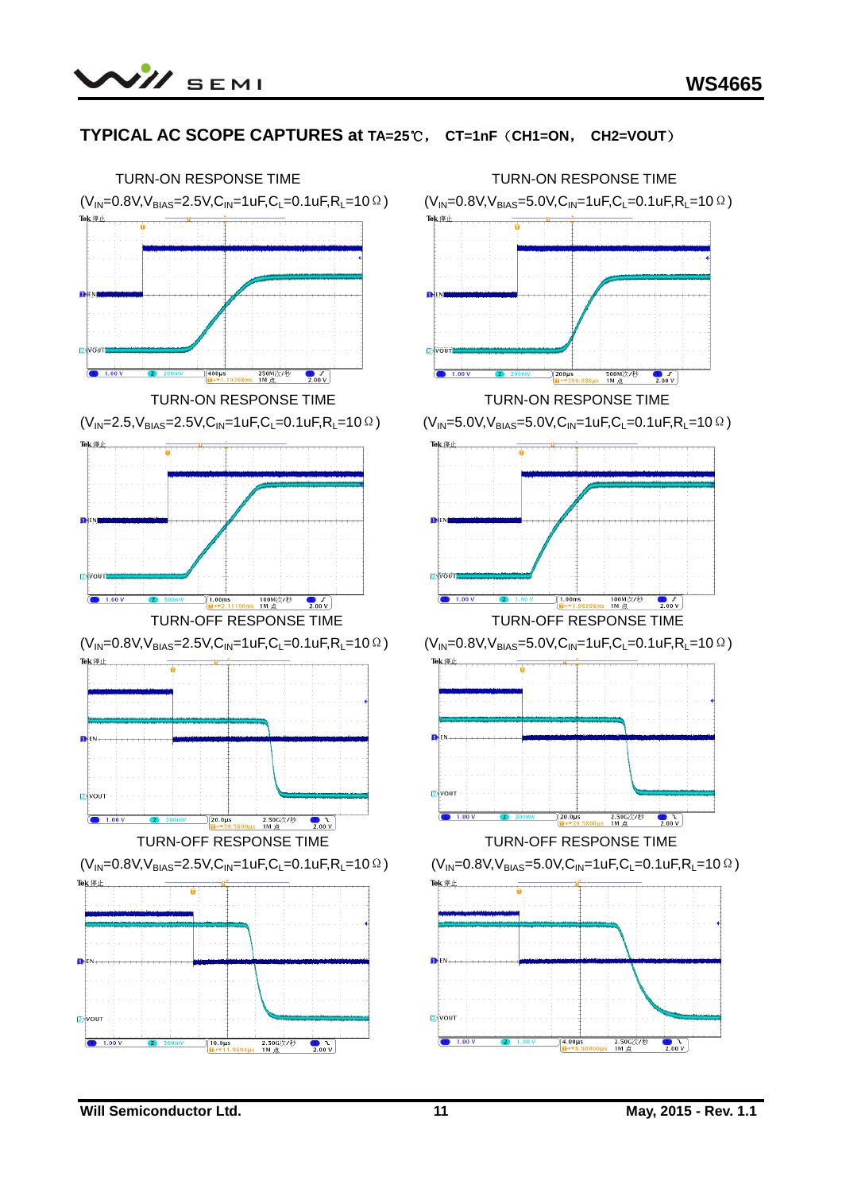## TYPICAL AC SCOPE CAPTURES at $T_A$=25℃， CT=1nF（CH1=ON， CH2=VOUT）

TURN-ON RESPONSE TIME

($V_{IN}$=0.8V,$V_{BIAS}$=2.5V,$C_{IN}$=1uF,$C_L$=0.1uF,$R_L$=10Ω)

TURN-ON RESPONSE TIME

($V_{IN}$=0.8V,$V_{BIAS}$=5.0V,$C_{IN}$=1uF,$C_L$=0.1uF,$R_L$=10Ω)

TURN-ON RESPONSE TIME

($V_{IN}$=2.5,$V_{BIAS}$=2.5V,$C_{IN}$=1uF,$C_L$=0.1uF,$R_L$=10Ω)

TURN-ON RESPONSE TIME

($V_{IN}$=5.0V,$V_{BIAS}$=5.0V,$C_{IN}$=1uF,$C_L$=0.1uF,$R_L$=10Ω)

TURN-OFF RESPONSE TIME

($V_{IN}$=0.8V,$V_{BIAS}$=2.5V,$C_{IN}$=1uF,$C_L$=0.1uF,$R_L$=10Ω)

TURN-OFF RESPONSE TIME

($V_{IN}$=0.8V,$V_{BIAS}$=5.0V,$C_{IN}$=1uF,$C_L$=0.1uF,$R_L$=10Ω)

TURN-OFF RESPONSE TIME

($V_{IN}$=0.8V,$V_{BIAS}$=2.5V,$C_{IN}$=1uF,$C_L$=0.1uF,$R_L$=10Ω)

TURN-OFF RESPONSE TIME

($V_{IN}$=0.8V,$V_{BIAS}$=5.0V,$C_{IN}$=1uF,$C_L$=0.1uF,$R_L$=10Ω)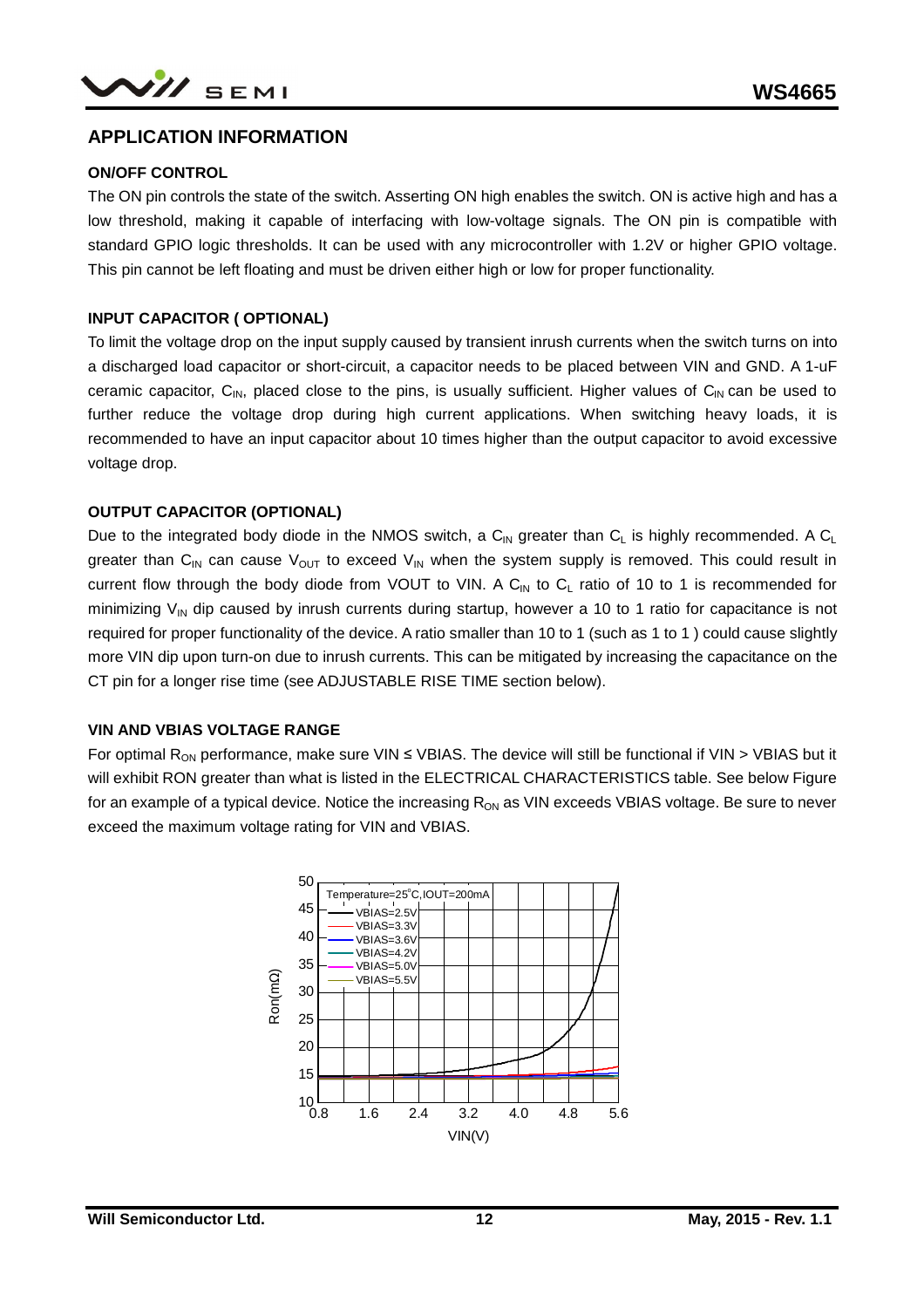## APPLICATION INFORMATION

### ON/OFF CONTROL

The ON pin controls the state of the switch. Asserting ON high enables the switch. ON is active high and has a low threshold, making it capable of interfacing with low-voltage signals. The ON pin is compatible with standard GPIO logic thresholds. It can be used with any microcontroller with 1.2V or higher GPIO voltage. This pin cannot be left floating and must be driven either high or low for proper functionality.

### INPUT CAPACITOR ( OPTIONAL)

To limit the voltage drop on the input supply caused by transient inrush currents when the switch turns on into a discharged load capacitor or short-circuit, a capacitor needs to be placed between VIN and GND. A 1-uF ceramic capacitor, $C_{IN}$, placed close to the pins, is usually sufficient. Higher values of $C_{IN}$ can be used to further reduce the voltage drop during high current applications. When switching heavy loads, it is recommended to have an input capacitor about 10 times higher than the output capacitor to avoid excessive voltage drop.

### OUTPUT CAPACITOR (OPTIONAL)

Due to the integrated body diode in the NMOS switch, a $C_{IN}$ greater than $C_L$ is highly recommended. A $C_L$ greater than $C_{IN}$ can cause $V_{OUT}$ to exceed $V_{IN}$ when the system supply is removed. This could result in current flow through the body diode from VOUT to VIN. A $C_{IN}$ to $C_L$ ratio of 10 to 1 is recommended for minimizing $V_{IN}$ dip caused by inrush currents during startup, however a 10 to 1 ratio for capacitance is not required for proper functionality of the device. A ratio smaller than 10 to 1 (such as 1 to 1 ) could cause slightly more VIN dip upon turn-on due to inrush currents. This can be mitigated by increasing the capacitance on the CT pin for a longer rise time (see ADJUSTABLE RISE TIME section below).

### VIN AND VBIAS VOLTAGE RANGE

For optimal $R_{ON}$ performance, make sure VIN ≤ VBIAS. The device will still be functional if VIN > VBIAS but it will exhibit RON greater than what is listed in the ELECTRICAL CHARACTERISTICS table. See below Figure for an example of a typical device. Notice the increasing $R_{ON}$ as VIN exceeds VBIAS voltage. Be sure to never exceed the maximum voltage rating for VIN and VBIAS.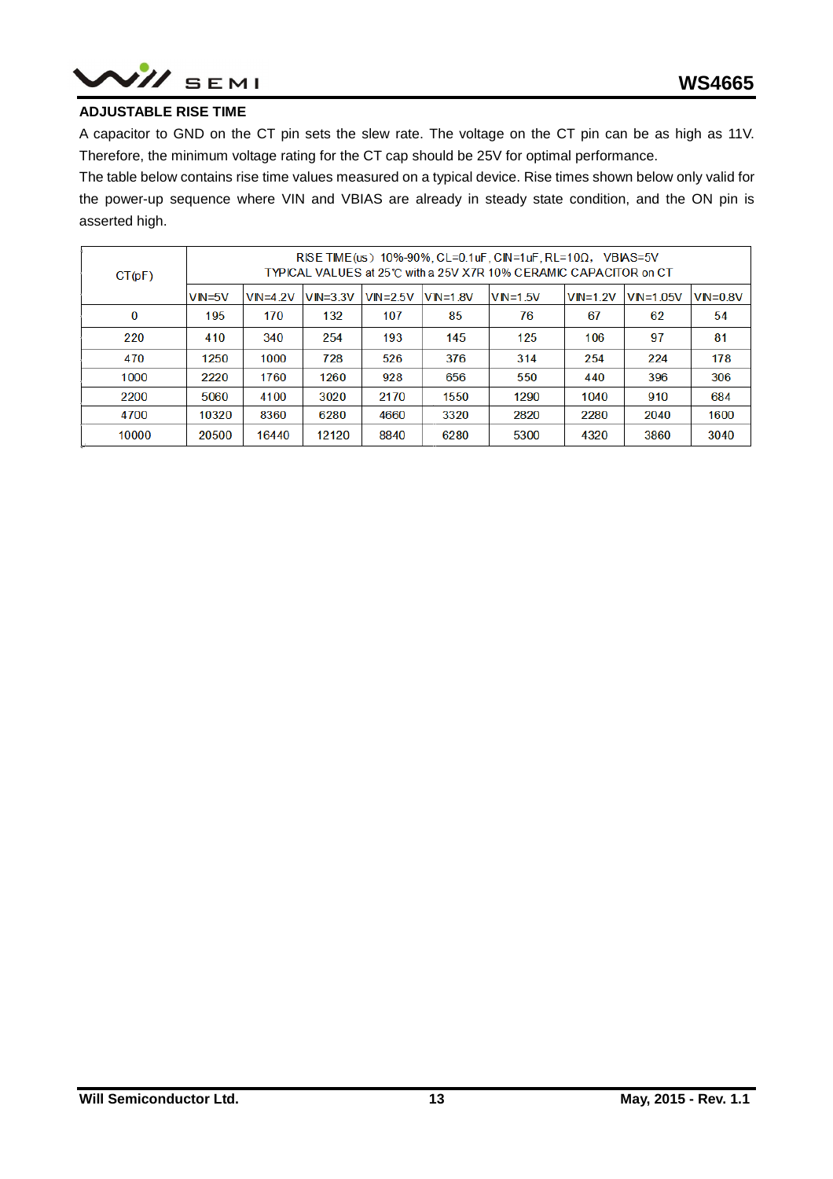## ADJUSTABLE RISE TIME

A capacitor to GND on the CT pin sets the slew rate. The voltage on the CT pin can be as high as 11V. Therefore, the minimum voltage rating for the CT cap should be 25V for optimal performance.

The table below contains rise time values measured on a typical device. Rise times shown below only valid for the power-up sequence where VIN and VBIAS are already in steady state condition, and the ON pin is asserted high.

| CT(pF) | RISE TIME(us) 10%-90%, CL=0.1uF, CIN=1uF, RL=10Ω, VBIAS=5V TYPICAL VALUES at 25℃ with a 25V X7R 10% CERAMIC CAPACITOR on CT | | | | | | | | |
|---|---|---|---|---|---|---|---|---|---|
| | VIN=5V | VIN=4.2V | VIN=3.3V | VIN=2.5V | VIN=1.8V | VIN=1.5V | VIN=1.2V | VIN=1.05V | VIN=0.8V |
| 0 | 195 | 170 | 132 | 107 | 85 | 76 | 67 | 62 | 54 |
| 220 | 410 | 340 | 254 | 193 | 145 | 125 | 106 | 97 | 81 |
| 470 | 1250 | 1000 | 728 | 526 | 376 | 314 | 254 | 224 | 178 |
| 1000 | 2220 | 1760 | 1260 | 928 | 656 | 550 | 440 | 396 | 306 |
| 2200 | 5060 | 4100 | 3020 | 2170 | 1550 | 1290 | 1040 | 910 | 684 |
| 4700 | 10320 | 8360 | 6280 | 4660 | 3320 | 2820 | 2280 | 2040 | 1600 |
| 10000 | 20500 | 16440 | 12120 | 8840 | 6280 | 5300 | 4320 | 3860 | 3040 |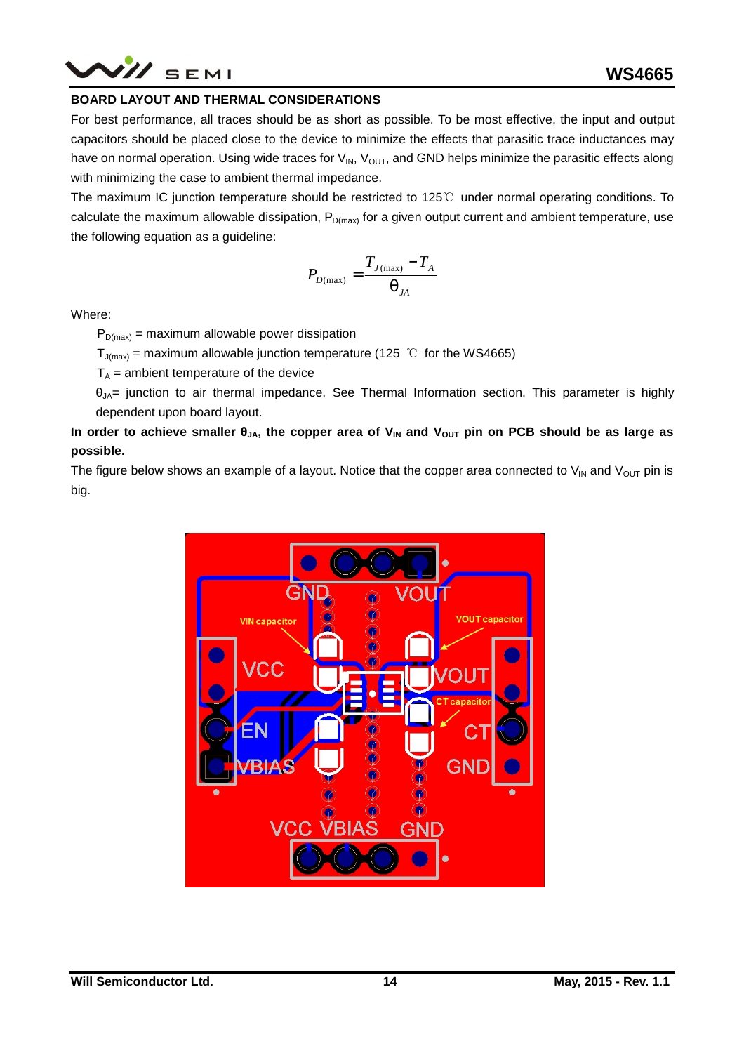## BOARD LAYOUT AND THERMAL CONSIDERATIONS

For best performance, all traces should be as short as possible. To be most effective, the input and output capacitors should be placed close to the device to minimize the effects that parasitic trace inductances may have on normal operation. Using wide traces for $V_{IN}$, $V_{OUT}$, and GND helps minimize the parasitic effects along with minimizing the case to ambient thermal impedance.

The maximum IC junction temperature should be restricted to 125℃ under normal operating conditions. To calculate the maximum allowable dissipation, $P_{D(max)}$ for a given output current and ambient temperature, use the following equation as a guideline:

$$P_{D(\max)} = \frac{T_{J(\max)} - T_A}{\theta_{JA}}$$

Where:

$P_{D(max)}$ = maximum allowable power dissipation

$T_{J(max)}$ = maximum allowable junction temperature (125 ℃ for the WS4665)

$T_A$ = ambient temperature of the device

$\theta_{JA}$= junction to air thermal impedance. See Thermal Information section. This parameter is highly dependent upon board layout.

**In order to achieve smaller $\theta_{JA}$, the copper area of $V_{IN}$ and $V_{OUT}$ pin on PCB should be as large as possible.**

The figure below shows an example of a layout. Notice that the copper area connected to $V_{IN}$ and $V_{OUT}$ pin is big.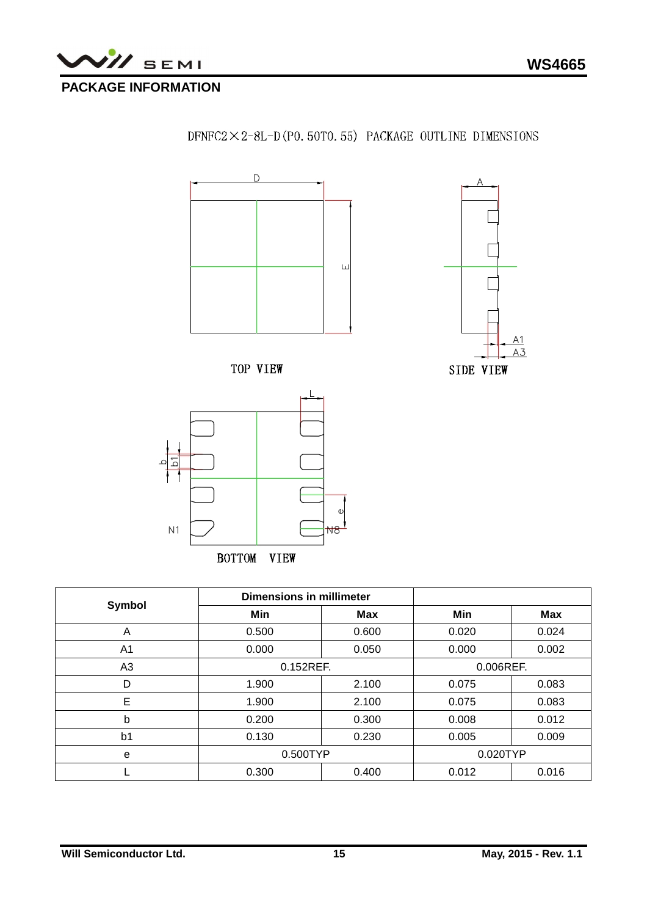## PACKAGE INFORMATION

DFNFC2×2-8L-D(P0.50T0.55) PACKAGE OUTLINE DIMENSIONS

D

E

TOP VIEW

A

A1

A3

SIDE VIEW

L

b

b1

e

N1

N8

BOTTOM VIEW

| Symbol | Dimensions in millimeter | | | |
|---|---|---|---|---|
| | Min | Max | Min | Max |
| A | 0.500 | 0.600 | 0.020 | 0.024 |
| A1 | 0.000 | 0.050 | 0.000 | 0.002 |
| A3 | 0.152REF. | | 0.006REF. | |
| D | 1.900 | 2.100 | 0.075 | 0.083 |
| E | 1.900 | 2.100 | 0.075 | 0.083 |
| b | 0.200 | 0.300 | 0.008 | 0.012 |
| b1 | 0.130 | 0.230 | 0.005 | 0.009 |
| e | 0.500TYP | | 0.020TYP | |
| L | 0.300 | 0.400 | 0.012 | 0.016 |